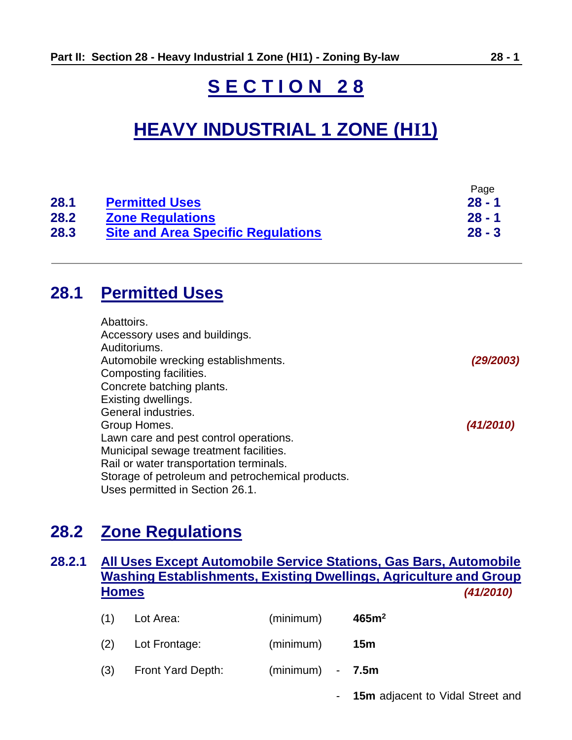# SECTION 28

# HEAVY INDUSTRIAL 1 ZONE (HI1)

| | | Page |
|---|---|---|
| 28.1 | Permitted Uses | 28 - 1 |
| 28.2 | Zone Regulations | 28 - 1 |
| 28.3 | Site and Area Specific Regulations | 28 - 3 |

---

## 28.1 Permitted Uses

Abattoirs.
Accessory uses and buildings.
Auditoriums.
Automobile wrecking establishments. *(29/2003)*
Composting facilities.
Concrete batching plants.
Existing dwellings.
General industries.
Group Homes. *(41/2010)*
Lawn care and pest control operations.
Municipal sewage treatment facilities.
Rail or water transportation terminals.
Storage of petroleum and petrochemical products.
Uses permitted in Section 26.1.

## 28.2 Zone Regulations

### 28.2.1 All Uses Except Automobile Service Stations, Gas Bars, Automobile Washing Establishments, Existing Dwellings, Agriculture and Group Homes *(41/2010)*

(1) Lot Area: (minimum) **465m$^2$**

(2) Lot Frontage: (minimum) **15m**

(3) Front Yard Depth: (minimum) - **7.5m**

- **15m** adjacent to Vidal Street and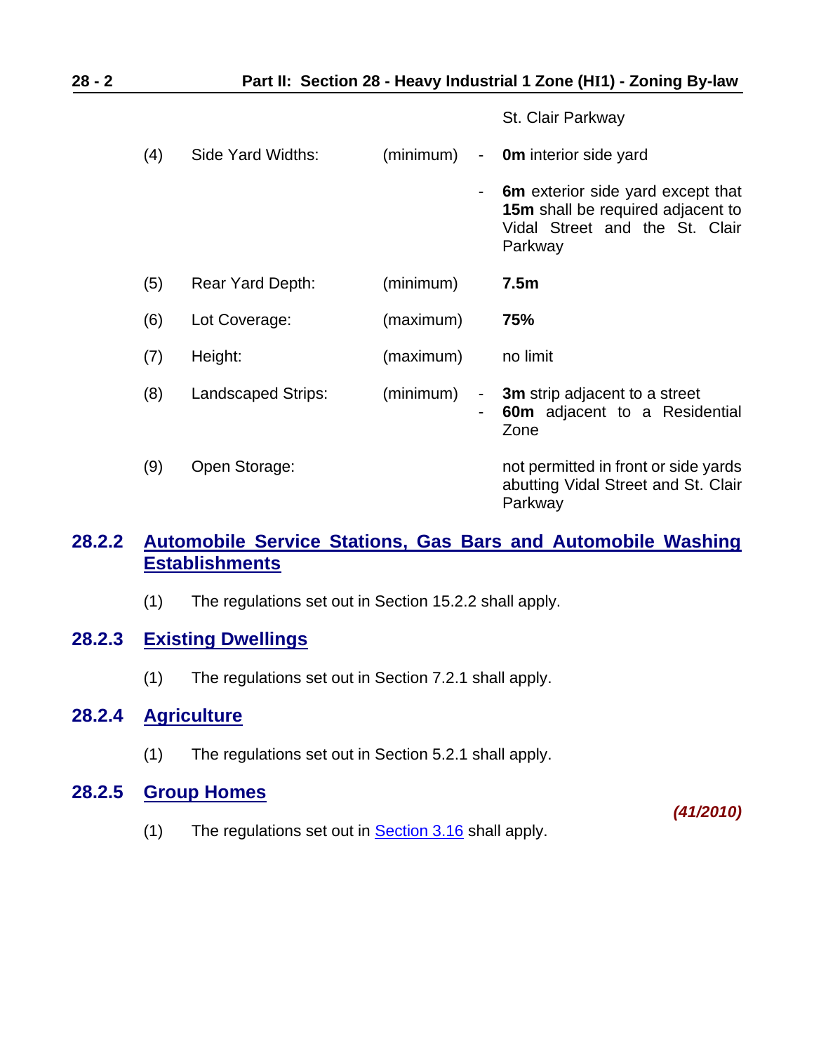| | | | | |
|---|---|---|---|---|
| | | | | St. Clair Parkway |
| (4) | Side Yard Widths: | (minimum) | - | **0m** interior side yard |
| | | | - | **6m** exterior side yard except that **15m** shall be required adjacent to Vidal Street and the St. Clair Parkway |
| (5) | Rear Yard Depth: | (minimum) | | **7.5m** |
| (6) | Lot Coverage: | (maximum) | | **75%** |
| (7) | Height: | (maximum) | | no limit |
| (8) | Landscaped Strips: | (minimum) | - | **3m** strip adjacent to a street |
| | | | - | **60m** adjacent to a Residential Zone |
| (9) | Open Storage: | | | not permitted in front or side yards abutting Vidal Street and St. Clair Parkway |

### 28.2.2 Automobile Service Stations, Gas Bars and Automobile Washing Establishments

(1) The regulations set out in Section 15.2.2 shall apply.

### 28.2.3 Existing Dwellings

(1) The regulations set out in Section 7.2.1 shall apply.

### 28.2.4 Agriculture

(1) The regulations set out in Section 5.2.1 shall apply.

### 28.2.5 Group Homes

***(41/2010)***

(1) The regulations set out in Section 3.16 shall apply.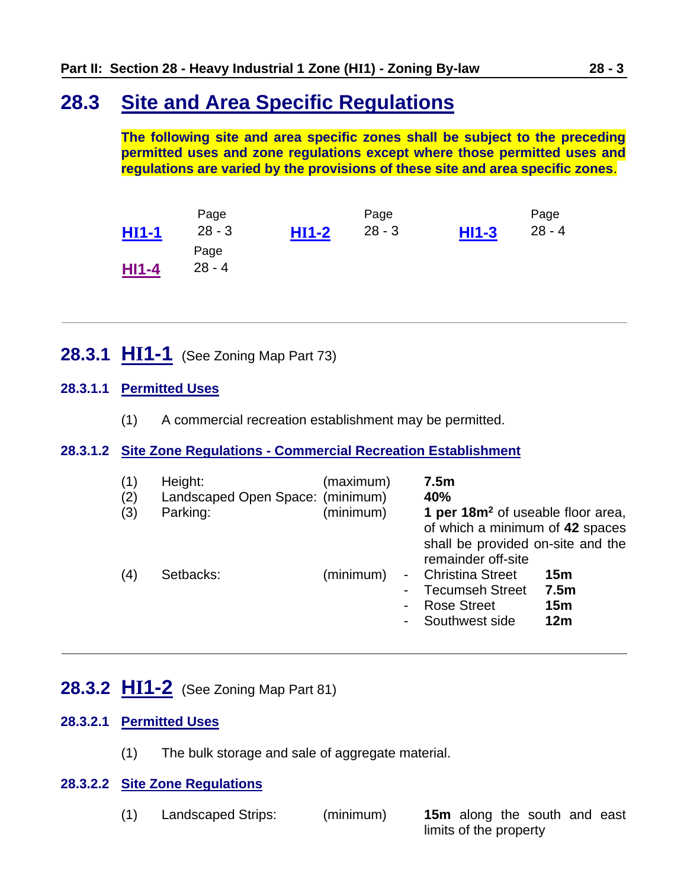## 28.3 Site and Area Specific Regulations

**The following site and area specific zones shall be subject to the preceding permitted uses and zone regulations except where those permitted uses and regulations are varied by the provisions of these site and area specific zones**.

| Zone | Page | Zone | Page | Zone | Page |
|---|---|---|---|---|---|
| **HI1-1** | 28 - 3 | **HI1-2** | 28 - 3 | **HI1-3** | 28 - 4 |
| **HI1-4** | 28 - 4 | | | | |

---

### 28.3.1 HI1-1 (See Zoning Map Part 73)

#### 28.3.1.1 Permitted Uses

(1) A commercial recreation establishment may be permitted.

#### 28.3.1.2 Site Zone Regulations - Commercial Recreation Establishment

| | | | |
|---|---|---|---|
| (1) | Height: | (maximum) | **7.5m** |
| (2) | Landscaped Open Space: | (minimum) | **40%** |
| (3) | Parking: | (minimum) | **1 per 18m²** of useable floor area, of which a minimum of **42** spaces shall be provided on-site and the remainder off-site |
| (4) | Setbacks: | (minimum) | - Christina Street **15m**<br>- Tecumseh Street **7.5m**<br>- Rose Street **15m**<br>- Southwest side **12m** |

---

### 28.3.2 HI1-2 (See Zoning Map Part 81)

#### 28.3.2.1 Permitted Uses

(1) The bulk storage and sale of aggregate material.

#### 28.3.2.2 Site Zone Regulations

| | | | |
|---|---|---|---|
| (1) | Landscaped Strips: | (minimum) | **15m** along the south and east limits of the property |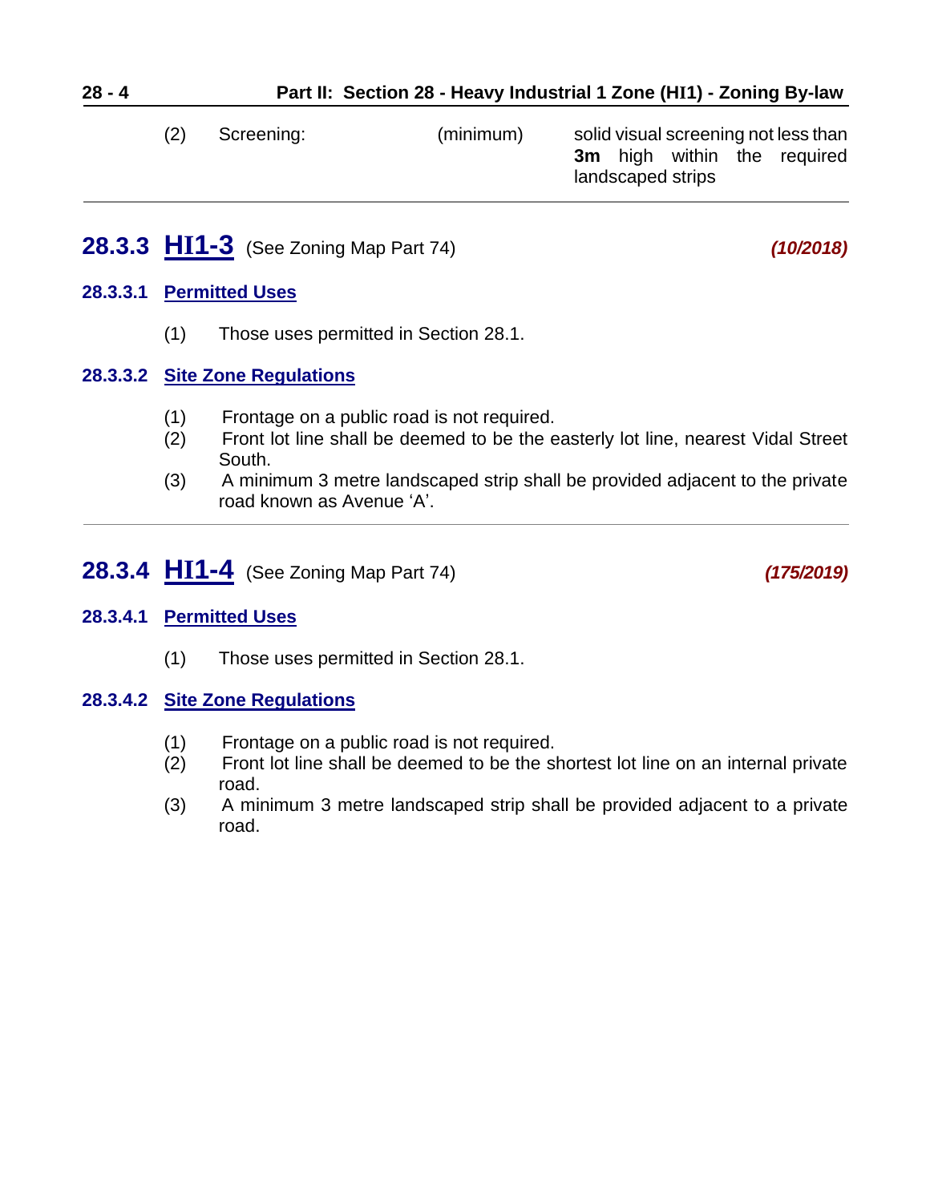| | | | |
|---|---|---|---|
| (2) | Screening: | (minimum) | solid visual screening not less than **3m** high within the required landscaped strips |

## 28.3.3 HI1-3 (See Zoning Map Part 74) *(10/2018)*

### 28.3.3.1 Permitted Uses

(1) Those uses permitted in Section 28.1.

### 28.3.3.2 Site Zone Regulations

(1) Frontage on a public road is not required.
(2) Front lot line shall be deemed to be the easterly lot line, nearest Vidal Street South.
(3) A minimum 3 metre landscaped strip shall be provided adjacent to the private road known as Avenue 'A'.

## 28.3.4 HI1-4 (See Zoning Map Part 74) *(175/2019)*

### 28.3.4.1 Permitted Uses

(1) Those uses permitted in Section 28.1.

### 28.3.4.2 Site Zone Regulations

(1) Frontage on a public road is not required.
(2) Front lot line shall be deemed to be the shortest lot line on an internal private road.
(3) A minimum 3 metre landscaped strip shall be provided adjacent to a private road.